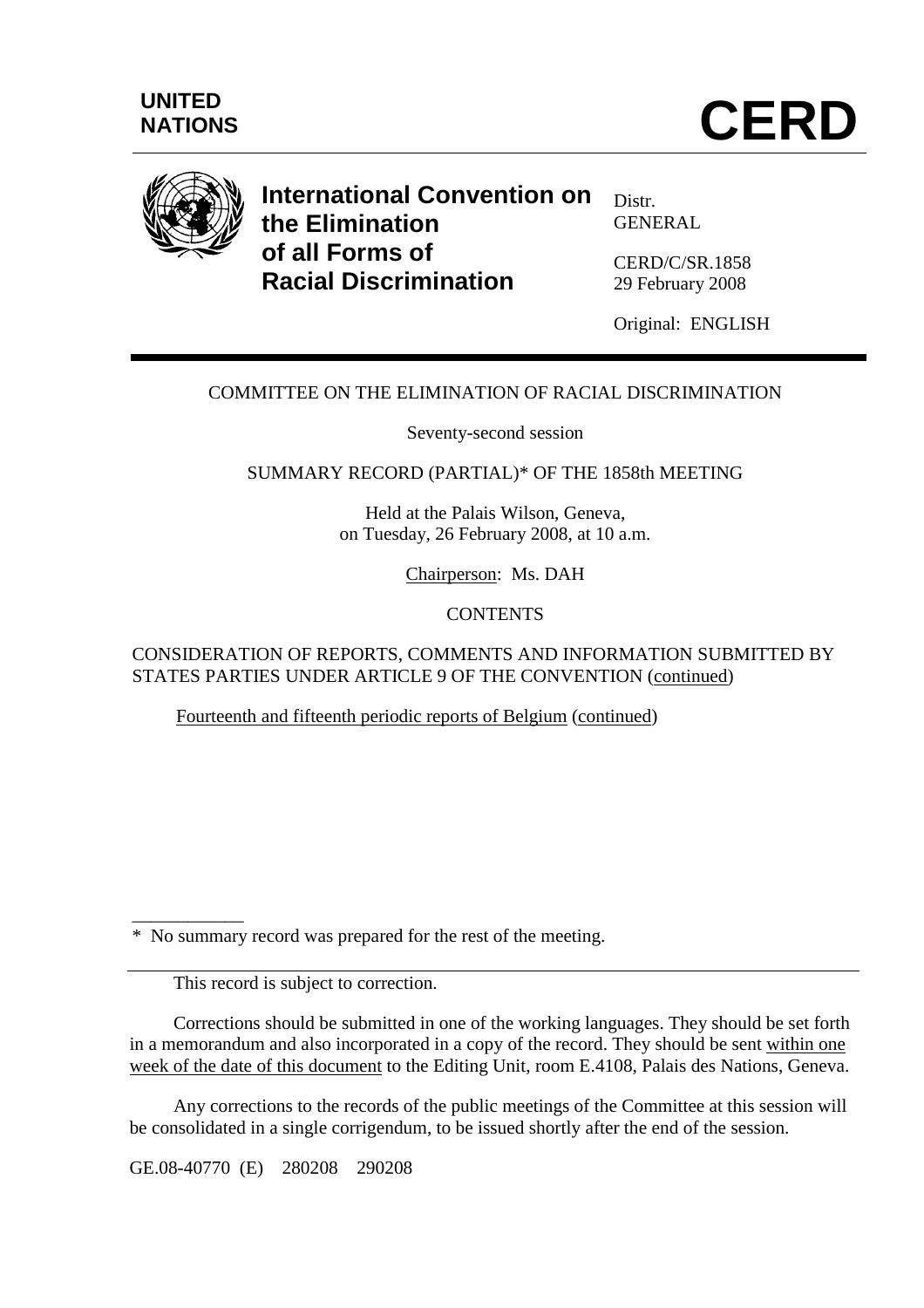UNITED NATIONS

# CERD

**International Convention on the Elimination of all Forms of Racial Discrimination**

Distr.
GENERAL

CERD/C/SR.1858
29 February 2008

Original: ENGLISH

COMMITTEE ON THE ELIMINATION OF RACIAL DISCRIMINATION

Seventy-second session

SUMMARY RECORD (PARTIAL)* OF THE 1858th MEETING

Held at the Palais Wilson, Geneva,
on Tuesday, 26 February 2008, at 10 a.m.

Chairperson: Ms. DAH

CONTENTS

CONSIDERATION OF REPORTS, COMMENTS AND INFORMATION SUBMITTED BY STATES PARTIES UNDER ARTICLE 9 OF THE CONVENTION (continued)

Fourteenth and fifteenth periodic reports of Belgium (continued)

---

\* No summary record was prepared for the rest of the meeting.

This record is subject to correction.

Corrections should be submitted in one of the working languages. They should be set forth in a memorandum and also incorporated in a copy of the record. They should be sent within one week of the date of this document to the Editing Unit, room E.4108, Palais des Nations, Geneva.

Any corrections to the records of the public meetings of the Committee at this session will be consolidated in a single corrigendum, to be issued shortly after the end of the session.

GE.08-40770 (E) 280208 290208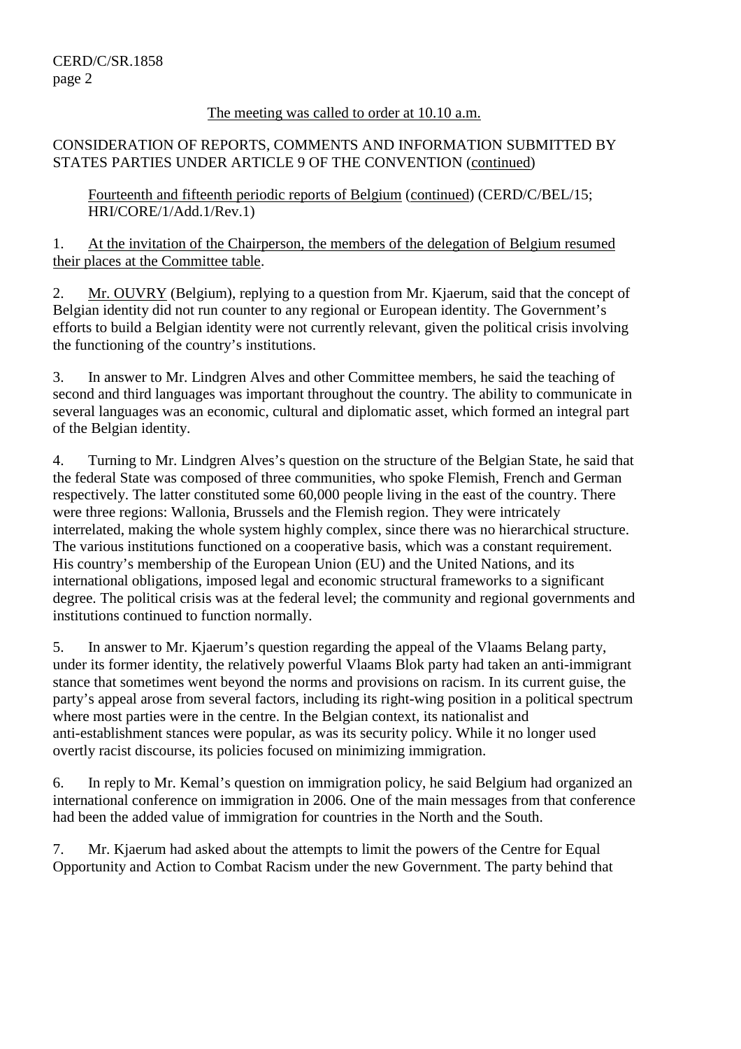The meeting was called to order at 10.10 a.m.

CONSIDERATION OF REPORTS, COMMENTS AND INFORMATION SUBMITTED BY STATES PARTIES UNDER ARTICLE 9 OF THE CONVENTION (continued)

Fourteenth and fifteenth periodic reports of Belgium (continued) (CERD/C/BEL/15; HRI/CORE/1/Add.1/Rev.1)

1. At the invitation of the Chairperson, the members of the delegation of Belgium resumed their places at the Committee table.

2. Mr. OUVRY (Belgium), replying to a question from Mr. Kjaerum, said that the concept of Belgian identity did not run counter to any regional or European identity. The Government's efforts to build a Belgian identity were not currently relevant, given the political crisis involving the functioning of the country's institutions.

3. In answer to Mr. Lindgren Alves and other Committee members, he said the teaching of second and third languages was important throughout the country. The ability to communicate in several languages was an economic, cultural and diplomatic asset, which formed an integral part of the Belgian identity.

4. Turning to Mr. Lindgren Alves's question on the structure of the Belgian State, he said that the federal State was composed of three communities, who spoke Flemish, French and German respectively. The latter constituted some 60,000 people living in the east of the country. There were three regions: Wallonia, Brussels and the Flemish region. They were intricately interrelated, making the whole system highly complex, since there was no hierarchical structure. The various institutions functioned on a cooperative basis, which was a constant requirement. His country's membership of the European Union (EU) and the United Nations, and its international obligations, imposed legal and economic structural frameworks to a significant degree. The political crisis was at the federal level; the community and regional governments and institutions continued to function normally.

5. In answer to Mr. Kjaerum's question regarding the appeal of the Vlaams Belang party, under its former identity, the relatively powerful Vlaams Blok party had taken an anti-immigrant stance that sometimes went beyond the norms and provisions on racism. In its current guise, the party's appeal arose from several factors, including its right-wing position in a political spectrum where most parties were in the centre. In the Belgian context, its nationalist and anti-establishment stances were popular, as was its security policy. While it no longer used overtly racist discourse, its policies focused on minimizing immigration.

6. In reply to Mr. Kemal's question on immigration policy, he said Belgium had organized an international conference on immigration in 2006. One of the main messages from that conference had been the added value of immigration for countries in the North and the South.

7. Mr. Kjaerum had asked about the attempts to limit the powers of the Centre for Equal Opportunity and Action to Combat Racism under the new Government. The party behind that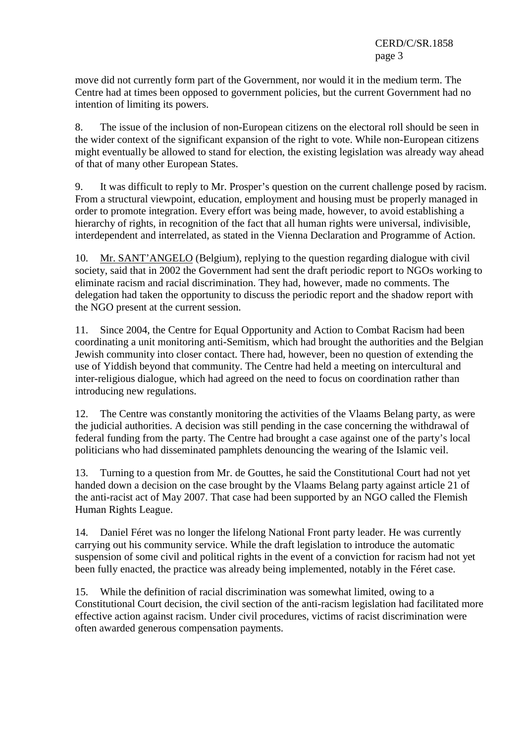move did not currently form part of the Government, nor would it in the medium term. The Centre had at times been opposed to government policies, but the current Government had no intention of limiting its powers.

8. The issue of the inclusion of non-European citizens on the electoral roll should be seen in the wider context of the significant expansion of the right to vote. While non-European citizens might eventually be allowed to stand for election, the existing legislation was already way ahead of that of many other European States.

9. It was difficult to reply to Mr. Prosper's question on the current challenge posed by racism. From a structural viewpoint, education, employment and housing must be properly managed in order to promote integration. Every effort was being made, however, to avoid establishing a hierarchy of rights, in recognition of the fact that all human rights were universal, indivisible, interdependent and interrelated, as stated in the Vienna Declaration and Programme of Action.

10. Mr. SANT'ANGELO (Belgium), replying to the question regarding dialogue with civil society, said that in 2002 the Government had sent the draft periodic report to NGOs working to eliminate racism and racial discrimination. They had, however, made no comments. The delegation had taken the opportunity to discuss the periodic report and the shadow report with the NGO present at the current session.

11. Since 2004, the Centre for Equal Opportunity and Action to Combat Racism had been coordinating a unit monitoring anti-Semitism, which had brought the authorities and the Belgian Jewish community into closer contact. There had, however, been no question of extending the use of Yiddish beyond that community. The Centre had held a meeting on intercultural and inter-religious dialogue, which had agreed on the need to focus on coordination rather than introducing new regulations.

12. The Centre was constantly monitoring the activities of the Vlaams Belang party, as were the judicial authorities. A decision was still pending in the case concerning the withdrawal of federal funding from the party. The Centre had brought a case against one of the party's local politicians who had disseminated pamphlets denouncing the wearing of the Islamic veil.

13. Turning to a question from Mr. de Gouttes, he said the Constitutional Court had not yet handed down a decision on the case brought by the Vlaams Belang party against article 21 of the anti-racist act of May 2007. That case had been supported by an NGO called the Flemish Human Rights League.

14. Daniel Féret was no longer the lifelong National Front party leader. He was currently carrying out his community service. While the draft legislation to introduce the automatic suspension of some civil and political rights in the event of a conviction for racism had not yet been fully enacted, the practice was already being implemented, notably in the Féret case.

15. While the definition of racial discrimination was somewhat limited, owing to a Constitutional Court decision, the civil section of the anti-racism legislation had facilitated more effective action against racism. Under civil procedures, victims of racist discrimination were often awarded generous compensation payments.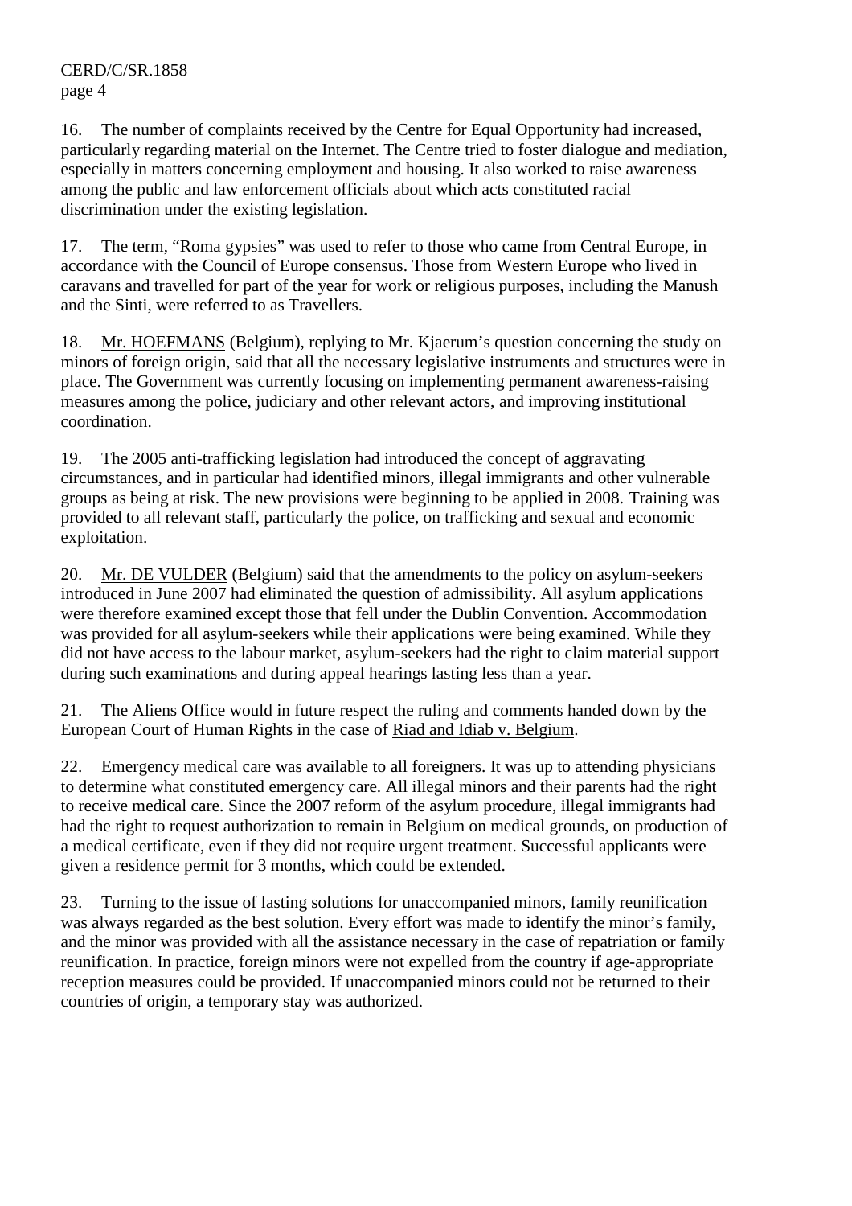16. The number of complaints received by the Centre for Equal Opportunity had increased, particularly regarding material on the Internet. The Centre tried to foster dialogue and mediation, especially in matters concerning employment and housing. It also worked to raise awareness among the public and law enforcement officials about which acts constituted racial discrimination under the existing legislation.

17. The term, "Roma gypsies" was used to refer to those who came from Central Europe, in accordance with the Council of Europe consensus. Those from Western Europe who lived in caravans and travelled for part of the year for work or religious purposes, including the Manush and the Sinti, were referred to as Travellers.

18. Mr. HOEFMANS (Belgium), replying to Mr. Kjaerum's question concerning the study on minors of foreign origin, said that all the necessary legislative instruments and structures were in place. The Government was currently focusing on implementing permanent awareness-raising measures among the police, judiciary and other relevant actors, and improving institutional coordination.

19. The 2005 anti-trafficking legislation had introduced the concept of aggravating circumstances, and in particular had identified minors, illegal immigrants and other vulnerable groups as being at risk. The new provisions were beginning to be applied in 2008. Training was provided to all relevant staff, particularly the police, on trafficking and sexual and economic exploitation.

20. Mr. DE VULDER (Belgium) said that the amendments to the policy on asylum-seekers introduced in June 2007 had eliminated the question of admissibility. All asylum applications were therefore examined except those that fell under the Dublin Convention. Accommodation was provided for all asylum-seekers while their applications were being examined. While they did not have access to the labour market, asylum-seekers had the right to claim material support during such examinations and during appeal hearings lasting less than a year.

21. The Aliens Office would in future respect the ruling and comments handed down by the European Court of Human Rights in the case of Riad and Idiab v. Belgium.

22. Emergency medical care was available to all foreigners. It was up to attending physicians to determine what constituted emergency care. All illegal minors and their parents had the right to receive medical care. Since the 2007 reform of the asylum procedure, illegal immigrants had had the right to request authorization to remain in Belgium on medical grounds, on production of a medical certificate, even if they did not require urgent treatment. Successful applicants were given a residence permit for 3 months, which could be extended.

23. Turning to the issue of lasting solutions for unaccompanied minors, family reunification was always regarded as the best solution. Every effort was made to identify the minor's family, and the minor was provided with all the assistance necessary in the case of repatriation or family reunification. In practice, foreign minors were not expelled from the country if age-appropriate reception measures could be provided. If unaccompanied minors could not be returned to their countries of origin, a temporary stay was authorized.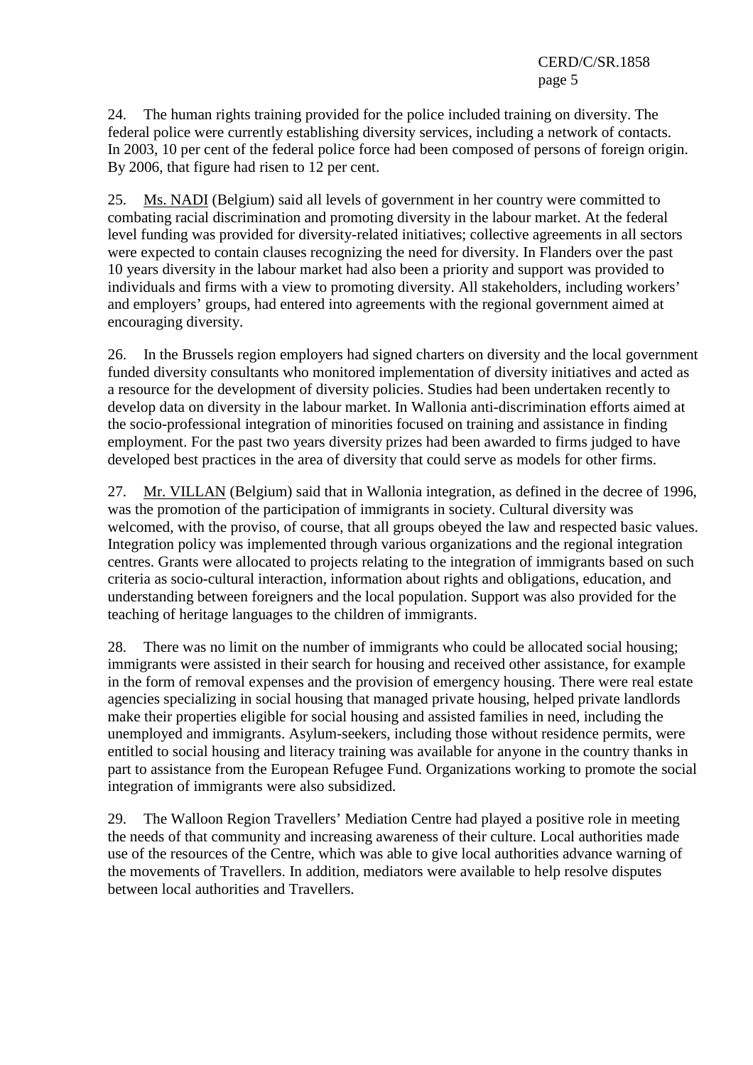24. The human rights training provided for the police included training on diversity. The federal police were currently establishing diversity services, including a network of contacts. In 2003, 10 per cent of the federal police force had been composed of persons of foreign origin. By 2006, that figure had risen to 12 per cent.

25. Ms. NADI (Belgium) said all levels of government in her country were committed to combating racial discrimination and promoting diversity in the labour market. At the federal level funding was provided for diversity-related initiatives; collective agreements in all sectors were expected to contain clauses recognizing the need for diversity. In Flanders over the past 10 years diversity in the labour market had also been a priority and support was provided to individuals and firms with a view to promoting diversity. All stakeholders, including workers' and employers' groups, had entered into agreements with the regional government aimed at encouraging diversity.

26. In the Brussels region employers had signed charters on diversity and the local government funded diversity consultants who monitored implementation of diversity initiatives and acted as a resource for the development of diversity policies. Studies had been undertaken recently to develop data on diversity in the labour market. In Wallonia anti-discrimination efforts aimed at the socio-professional integration of minorities focused on training and assistance in finding employment. For the past two years diversity prizes had been awarded to firms judged to have developed best practices in the area of diversity that could serve as models for other firms.

27. Mr. VILLAN (Belgium) said that in Wallonia integration, as defined in the decree of 1996, was the promotion of the participation of immigrants in society. Cultural diversity was welcomed, with the proviso, of course, that all groups obeyed the law and respected basic values. Integration policy was implemented through various organizations and the regional integration centres. Grants were allocated to projects relating to the integration of immigrants based on such criteria as socio-cultural interaction, information about rights and obligations, education, and understanding between foreigners and the local population. Support was also provided for the teaching of heritage languages to the children of immigrants.

28. There was no limit on the number of immigrants who could be allocated social housing; immigrants were assisted in their search for housing and received other assistance, for example in the form of removal expenses and the provision of emergency housing. There were real estate agencies specializing in social housing that managed private housing, helped private landlords make their properties eligible for social housing and assisted families in need, including the unemployed and immigrants. Asylum-seekers, including those without residence permits, were entitled to social housing and literacy training was available for anyone in the country thanks in part to assistance from the European Refugee Fund. Organizations working to promote the social integration of immigrants were also subsidized.

29. The Walloon Region Travellers' Mediation Centre had played a positive role in meeting the needs of that community and increasing awareness of their culture. Local authorities made use of the resources of the Centre, which was able to give local authorities advance warning of the movements of Travellers. In addition, mediators were available to help resolve disputes between local authorities and Travellers.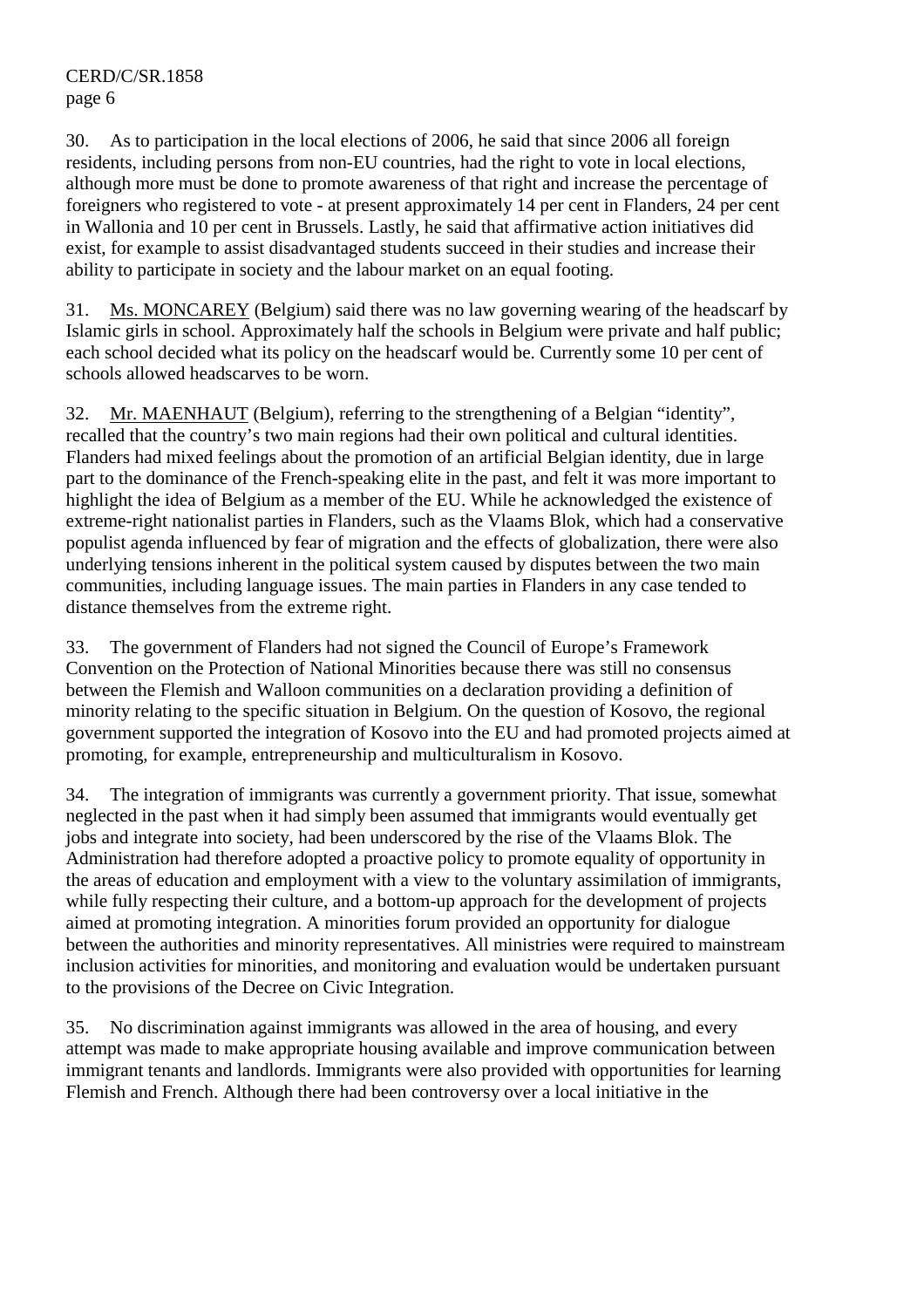30. As to participation in the local elections of 2006, he said that since 2006 all foreign residents, including persons from non-EU countries, had the right to vote in local elections, although more must be done to promote awareness of that right and increase the percentage of foreigners who registered to vote - at present approximately 14 per cent in Flanders, 24 per cent in Wallonia and 10 per cent in Brussels. Lastly, he said that affirmative action initiatives did exist, for example to assist disadvantaged students succeed in their studies and increase their ability to participate in society and the labour market on an equal footing.

31. Ms. MONCAREY (Belgium) said there was no law governing wearing of the headscarf by Islamic girls in school. Approximately half the schools in Belgium were private and half public; each school decided what its policy on the headscarf would be. Currently some 10 per cent of schools allowed headscarves to be worn.

32. Mr. MAENHAUT (Belgium), referring to the strengthening of a Belgian "identity", recalled that the country's two main regions had their own political and cultural identities. Flanders had mixed feelings about the promotion of an artificial Belgian identity, due in large part to the dominance of the French-speaking elite in the past, and felt it was more important to highlight the idea of Belgium as a member of the EU. While he acknowledged the existence of extreme-right nationalist parties in Flanders, such as the Vlaams Blok, which had a conservative populist agenda influenced by fear of migration and the effects of globalization, there were also underlying tensions inherent in the political system caused by disputes between the two main communities, including language issues. The main parties in Flanders in any case tended to distance themselves from the extreme right.

33. The government of Flanders had not signed the Council of Europe's Framework Convention on the Protection of National Minorities because there was still no consensus between the Flemish and Walloon communities on a declaration providing a definition of minority relating to the specific situation in Belgium. On the question of Kosovo, the regional government supported the integration of Kosovo into the EU and had promoted projects aimed at promoting, for example, entrepreneurship and multiculturalism in Kosovo.

34. The integration of immigrants was currently a government priority. That issue, somewhat neglected in the past when it had simply been assumed that immigrants would eventually get jobs and integrate into society, had been underscored by the rise of the Vlaams Blok. The Administration had therefore adopted a proactive policy to promote equality of opportunity in the areas of education and employment with a view to the voluntary assimilation of immigrants, while fully respecting their culture, and a bottom-up approach for the development of projects aimed at promoting integration. A minorities forum provided an opportunity for dialogue between the authorities and minority representatives. All ministries were required to mainstream inclusion activities for minorities, and monitoring and evaluation would be undertaken pursuant to the provisions of the Decree on Civic Integration.

35. No discrimination against immigrants was allowed in the area of housing, and every attempt was made to make appropriate housing available and improve communication between immigrant tenants and landlords. Immigrants were also provided with opportunities for learning Flemish and French. Although there had been controversy over a local initiative in the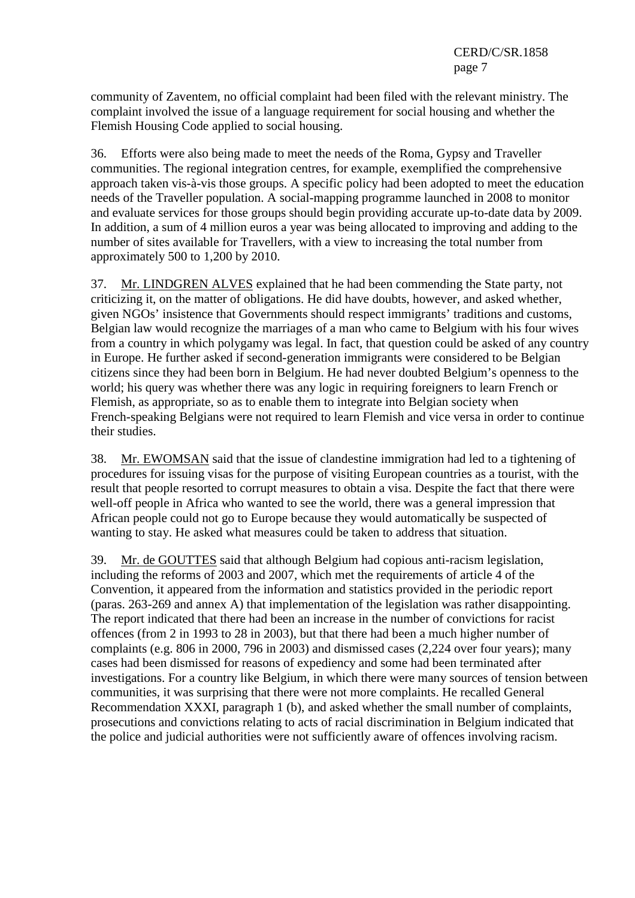community of Zaventem, no official complaint had been filed with the relevant ministry. The complaint involved the issue of a language requirement for social housing and whether the Flemish Housing Code applied to social housing.

36. Efforts were also being made to meet the needs of the Roma, Gypsy and Traveller communities. The regional integration centres, for example, exemplified the comprehensive approach taken vis-à-vis those groups. A specific policy had been adopted to meet the education needs of the Traveller population. A social-mapping programme launched in 2008 to monitor and evaluate services for those groups should begin providing accurate up-to-date data by 2009. In addition, a sum of 4 million euros a year was being allocated to improving and adding to the number of sites available for Travellers, with a view to increasing the total number from approximately 500 to 1,200 by 2010.

37. Mr. LINDGREN ALVES explained that he had been commending the State party, not criticizing it, on the matter of obligations. He did have doubts, however, and asked whether, given NGOs' insistence that Governments should respect immigrants' traditions and customs, Belgian law would recognize the marriages of a man who came to Belgium with his four wives from a country in which polygamy was legal. In fact, that question could be asked of any country in Europe. He further asked if second-generation immigrants were considered to be Belgian citizens since they had been born in Belgium. He had never doubted Belgium's openness to the world; his query was whether there was any logic in requiring foreigners to learn French or Flemish, as appropriate, so as to enable them to integrate into Belgian society when French-speaking Belgians were not required to learn Flemish and vice versa in order to continue their studies.

38. Mr. EWOMSAN said that the issue of clandestine immigration had led to a tightening of procedures for issuing visas for the purpose of visiting European countries as a tourist, with the result that people resorted to corrupt measures to obtain a visa. Despite the fact that there were well-off people in Africa who wanted to see the world, there was a general impression that African people could not go to Europe because they would automatically be suspected of wanting to stay. He asked what measures could be taken to address that situation.

39. Mr. de GOUTTES said that although Belgium had copious anti-racism legislation, including the reforms of 2003 and 2007, which met the requirements of article 4 of the Convention, it appeared from the information and statistics provided in the periodic report (paras. 263-269 and annex A) that implementation of the legislation was rather disappointing. The report indicated that there had been an increase in the number of convictions for racist offences (from 2 in 1993 to 28 in 2003), but that there had been a much higher number of complaints (e.g. 806 in 2000, 796 in 2003) and dismissed cases (2,224 over four years); many cases had been dismissed for reasons of expediency and some had been terminated after investigations. For a country like Belgium, in which there were many sources of tension between communities, it was surprising that there were not more complaints. He recalled General Recommendation XXXI, paragraph 1 (b), and asked whether the small number of complaints, prosecutions and convictions relating to acts of racial discrimination in Belgium indicated that the police and judicial authorities were not sufficiently aware of offences involving racism.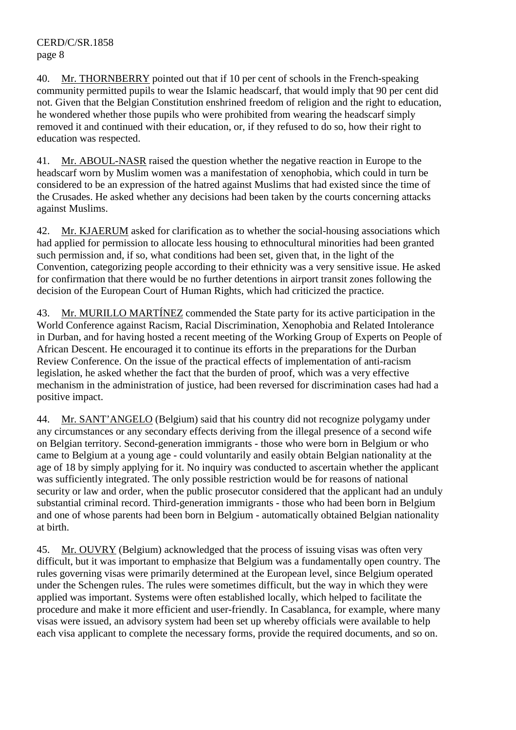40. Mr. THORNBERRY pointed out that if 10 per cent of schools in the French-speaking community permitted pupils to wear the Islamic headscarf, that would imply that 90 per cent did not. Given that the Belgian Constitution enshrined freedom of religion and the right to education, he wondered whether those pupils who were prohibited from wearing the headscarf simply removed it and continued with their education, or, if they refused to do so, how their right to education was respected.

41. Mr. ABOUL-NASR raised the question whether the negative reaction in Europe to the headscarf worn by Muslim women was a manifestation of xenophobia, which could in turn be considered to be an expression of the hatred against Muslims that had existed since the time of the Crusades. He asked whether any decisions had been taken by the courts concerning attacks against Muslims.

42. Mr. KJAERUM asked for clarification as to whether the social-housing associations which had applied for permission to allocate less housing to ethnocultural minorities had been granted such permission and, if so, what conditions had been set, given that, in the light of the Convention, categorizing people according to their ethnicity was a very sensitive issue. He asked for confirmation that there would be no further detentions in airport transit zones following the decision of the European Court of Human Rights, which had criticized the practice.

43. Mr. MURILLO MARTÍNEZ commended the State party for its active participation in the World Conference against Racism, Racial Discrimination, Xenophobia and Related Intolerance in Durban, and for having hosted a recent meeting of the Working Group of Experts on People of African Descent. He encouraged it to continue its efforts in the preparations for the Durban Review Conference. On the issue of the practical effects of implementation of anti-racism legislation, he asked whether the fact that the burden of proof, which was a very effective mechanism in the administration of justice, had been reversed for discrimination cases had had a positive impact.

44. Mr. SANT'ANGELO (Belgium) said that his country did not recognize polygamy under any circumstances or any secondary effects deriving from the illegal presence of a second wife on Belgian territory. Second-generation immigrants - those who were born in Belgium or who came to Belgium at a young age - could voluntarily and easily obtain Belgian nationality at the age of 18 by simply applying for it. No inquiry was conducted to ascertain whether the applicant was sufficiently integrated. The only possible restriction would be for reasons of national security or law and order, when the public prosecutor considered that the applicant had an unduly substantial criminal record. Third-generation immigrants - those who had been born in Belgium and one of whose parents had been born in Belgium - automatically obtained Belgian nationality at birth.

45. Mr. OUVRY (Belgium) acknowledged that the process of issuing visas was often very difficult, but it was important to emphasize that Belgium was a fundamentally open country. The rules governing visas were primarily determined at the European level, since Belgium operated under the Schengen rules. The rules were sometimes difficult, but the way in which they were applied was important. Systems were often established locally, which helped to facilitate the procedure and make it more efficient and user-friendly. In Casablanca, for example, where many visas were issued, an advisory system had been set up whereby officials were available to help each visa applicant to complete the necessary forms, provide the required documents, and so on.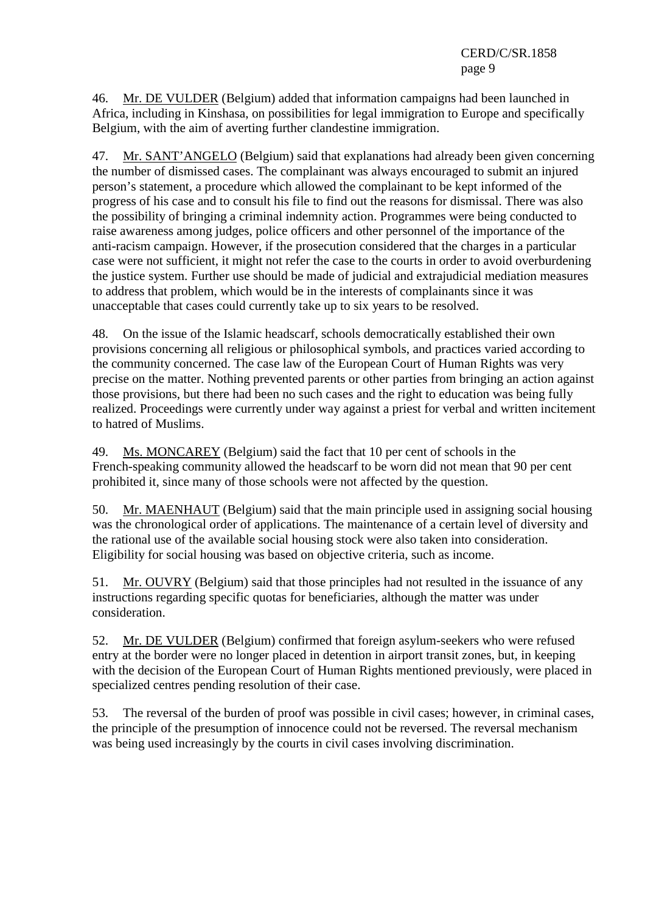46. Mr. DE VULDER (Belgium) added that information campaigns had been launched in Africa, including in Kinshasa, on possibilities for legal immigration to Europe and specifically Belgium, with the aim of averting further clandestine immigration.

47. Mr. SANT'ANGELO (Belgium) said that explanations had already been given concerning the number of dismissed cases. The complainant was always encouraged to submit an injured person's statement, a procedure which allowed the complainant to be kept informed of the progress of his case and to consult his file to find out the reasons for dismissal. There was also the possibility of bringing a criminal indemnity action. Programmes were being conducted to raise awareness among judges, police officers and other personnel of the importance of the anti-racism campaign. However, if the prosecution considered that the charges in a particular case were not sufficient, it might not refer the case to the courts in order to avoid overburdening the justice system. Further use should be made of judicial and extrajudicial mediation measures to address that problem, which would be in the interests of complainants since it was unacceptable that cases could currently take up to six years to be resolved.

48. On the issue of the Islamic headscarf, schools democratically established their own provisions concerning all religious or philosophical symbols, and practices varied according to the community concerned. The case law of the European Court of Human Rights was very precise on the matter. Nothing prevented parents or other parties from bringing an action against those provisions, but there had been no such cases and the right to education was being fully realized. Proceedings were currently under way against a priest for verbal and written incitement to hatred of Muslims.

49. Ms. MONCAREY (Belgium) said the fact that 10 per cent of schools in the French-speaking community allowed the headscarf to be worn did not mean that 90 per cent prohibited it, since many of those schools were not affected by the question.

50. Mr. MAENHAUT (Belgium) said that the main principle used in assigning social housing was the chronological order of applications. The maintenance of a certain level of diversity and the rational use of the available social housing stock were also taken into consideration. Eligibility for social housing was based on objective criteria, such as income.

51. Mr. OUVRY (Belgium) said that those principles had not resulted in the issuance of any instructions regarding specific quotas for beneficiaries, although the matter was under consideration.

52. Mr. DE VULDER (Belgium) confirmed that foreign asylum-seekers who were refused entry at the border were no longer placed in detention in airport transit zones, but, in keeping with the decision of the European Court of Human Rights mentioned previously, were placed in specialized centres pending resolution of their case.

53. The reversal of the burden of proof was possible in civil cases; however, in criminal cases, the principle of the presumption of innocence could not be reversed. The reversal mechanism was being used increasingly by the courts in civil cases involving discrimination.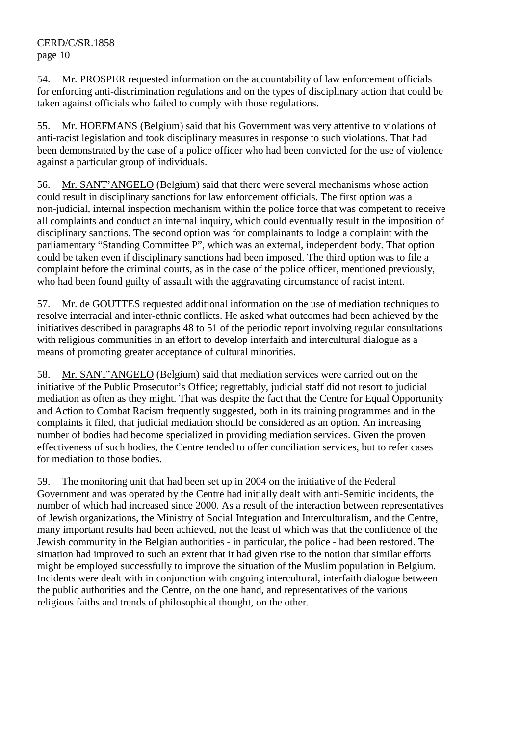54. Mr. PROSPER requested information on the accountability of law enforcement officials for enforcing anti-discrimination regulations and on the types of disciplinary action that could be taken against officials who failed to comply with those regulations.

55. Mr. HOEFMANS (Belgium) said that his Government was very attentive to violations of anti-racist legislation and took disciplinary measures in response to such violations. That had been demonstrated by the case of a police officer who had been convicted for the use of violence against a particular group of individuals.

56. Mr. SANT'ANGELO (Belgium) said that there were several mechanisms whose action could result in disciplinary sanctions for law enforcement officials. The first option was a non-judicial, internal inspection mechanism within the police force that was competent to receive all complaints and conduct an internal inquiry, which could eventually result in the imposition of disciplinary sanctions. The second option was for complainants to lodge a complaint with the parliamentary "Standing Committee P", which was an external, independent body. That option could be taken even if disciplinary sanctions had been imposed. The third option was to file a complaint before the criminal courts, as in the case of the police officer, mentioned previously, who had been found guilty of assault with the aggravating circumstance of racist intent.

57. Mr. de GOUTTES requested additional information on the use of mediation techniques to resolve interracial and inter-ethnic conflicts. He asked what outcomes had been achieved by the initiatives described in paragraphs 48 to 51 of the periodic report involving regular consultations with religious communities in an effort to develop interfaith and intercultural dialogue as a means of promoting greater acceptance of cultural minorities.

58. Mr. SANT'ANGELO (Belgium) said that mediation services were carried out on the initiative of the Public Prosecutor's Office; regrettably, judicial staff did not resort to judicial mediation as often as they might. That was despite the fact that the Centre for Equal Opportunity and Action to Combat Racism frequently suggested, both in its training programmes and in the complaints it filed, that judicial mediation should be considered as an option. An increasing number of bodies had become specialized in providing mediation services. Given the proven effectiveness of such bodies, the Centre tended to offer conciliation services, but to refer cases for mediation to those bodies.

59. The monitoring unit that had been set up in 2004 on the initiative of the Federal Government and was operated by the Centre had initially dealt with anti-Semitic incidents, the number of which had increased since 2000. As a result of the interaction between representatives of Jewish organizations, the Ministry of Social Integration and Interculturalism, and the Centre, many important results had been achieved, not the least of which was that the confidence of the Jewish community in the Belgian authorities - in particular, the police - had been restored. The situation had improved to such an extent that it had given rise to the notion that similar efforts might be employed successfully to improve the situation of the Muslim population in Belgium. Incidents were dealt with in conjunction with ongoing intercultural, interfaith dialogue between the public authorities and the Centre, on the one hand, and representatives of the various religious faiths and trends of philosophical thought, on the other.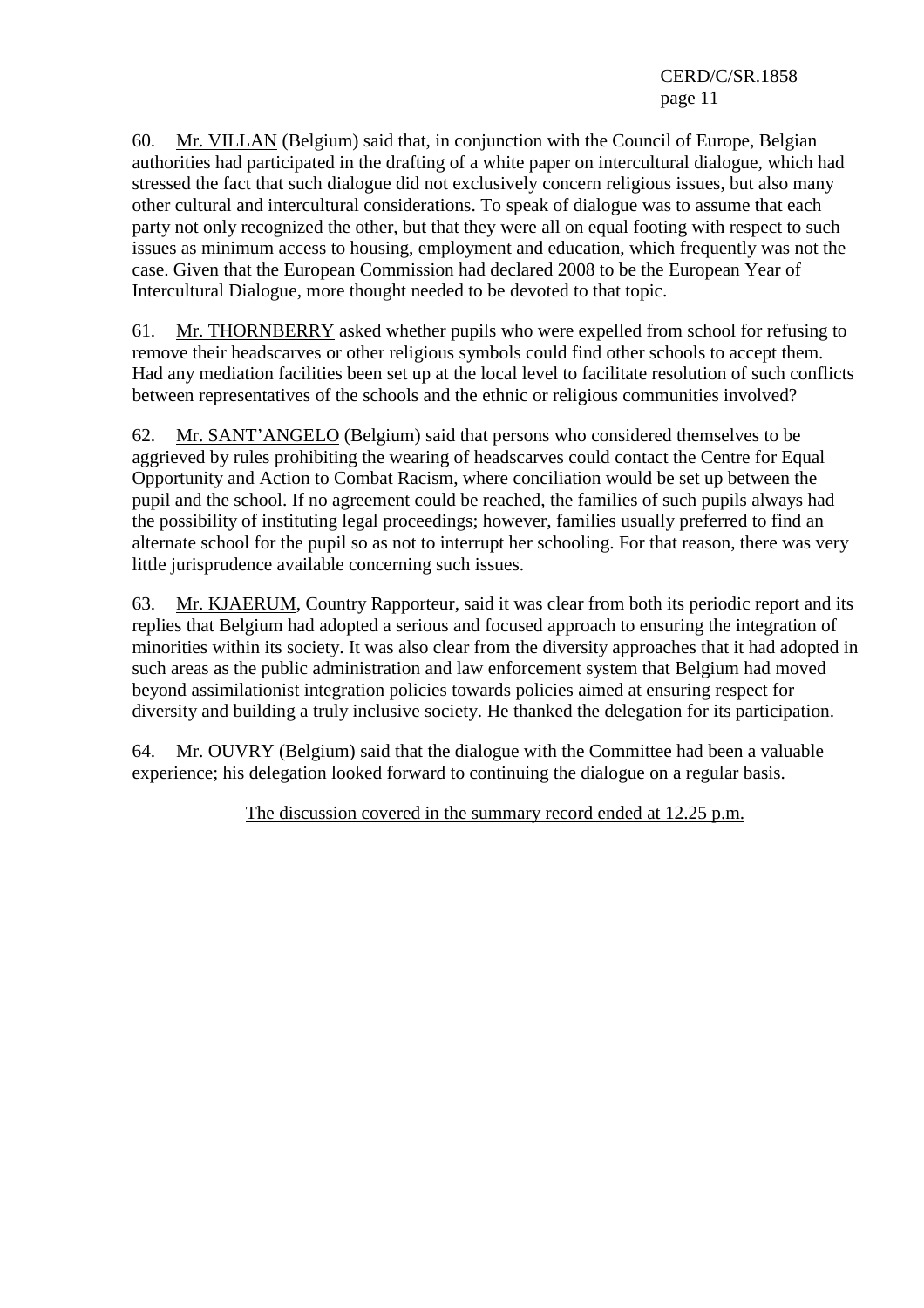60. Mr. VILLAN (Belgium) said that, in conjunction with the Council of Europe, Belgian authorities had participated in the drafting of a white paper on intercultural dialogue, which had stressed the fact that such dialogue did not exclusively concern religious issues, but also many other cultural and intercultural considerations. To speak of dialogue was to assume that each party not only recognized the other, but that they were all on equal footing with respect to such issues as minimum access to housing, employment and education, which frequently was not the case. Given that the European Commission had declared 2008 to be the European Year of Intercultural Dialogue, more thought needed to be devoted to that topic.

61. Mr. THORNBERRY asked whether pupils who were expelled from school for refusing to remove their headscarves or other religious symbols could find other schools to accept them. Had any mediation facilities been set up at the local level to facilitate resolution of such conflicts between representatives of the schools and the ethnic or religious communities involved?

62. Mr. SANT'ANGELO (Belgium) said that persons who considered themselves to be aggrieved by rules prohibiting the wearing of headscarves could contact the Centre for Equal Opportunity and Action to Combat Racism, where conciliation would be set up between the pupil and the school. If no agreement could be reached, the families of such pupils always had the possibility of instituting legal proceedings; however, families usually preferred to find an alternate school for the pupil so as not to interrupt her schooling. For that reason, there was very little jurisprudence available concerning such issues.

63. Mr. KJAERUM, Country Rapporteur, said it was clear from both its periodic report and its replies that Belgium had adopted a serious and focused approach to ensuring the integration of minorities within its society. It was also clear from the diversity approaches that it had adopted in such areas as the public administration and law enforcement system that Belgium had moved beyond assimilationist integration policies towards policies aimed at ensuring respect for diversity and building a truly inclusive society. He thanked the delegation for its participation.

64. Mr. OUVRY (Belgium) said that the dialogue with the Committee had been a valuable experience; his delegation looked forward to continuing the dialogue on a regular basis.

The discussion covered in the summary record ended at 12.25 p.m.